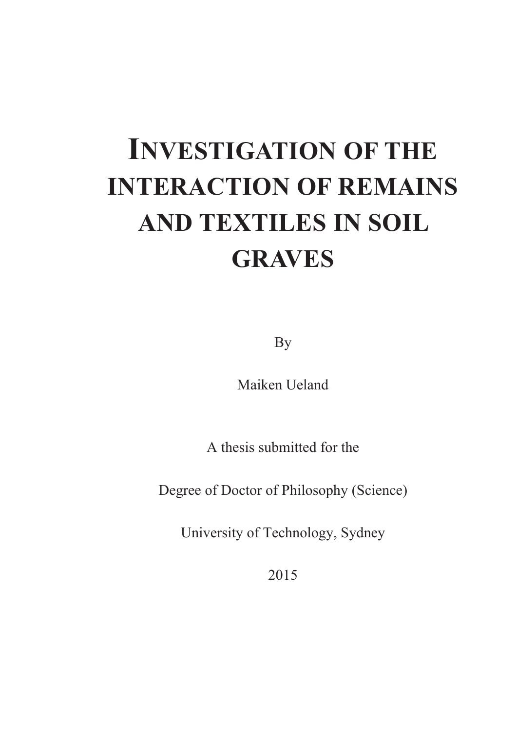# INVESTIGATION OF THE INTERACTION OF REMAINS AND TEXTILES IN SOIL GRAVES

By

Maiken Ueland

A thesis submitted for the

Degree of Doctor of Philosophy (Science)

University of Technology, Sydney

2015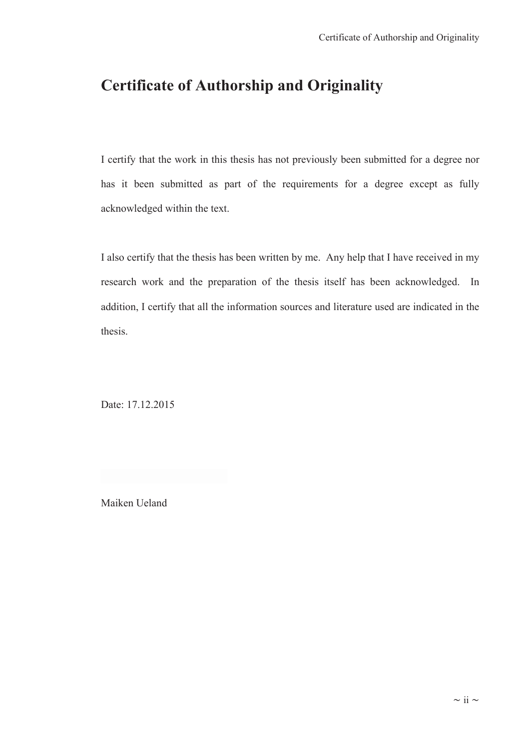# Certificate of Authorship and Originality

I certify that the work in this thesis has not previously been submitted for a degree nor has it been submitted as part of the requirements for a degree except as fully acknowledged within the text.

I also certify that the thesis has been written by me. Any help that I have received in my research work and the preparation of the thesis itself has been acknowledged. In addition, I certify that all the information sources and literature used are indicated in the thesis.

Date: 17.12.2015

Maiken Ueland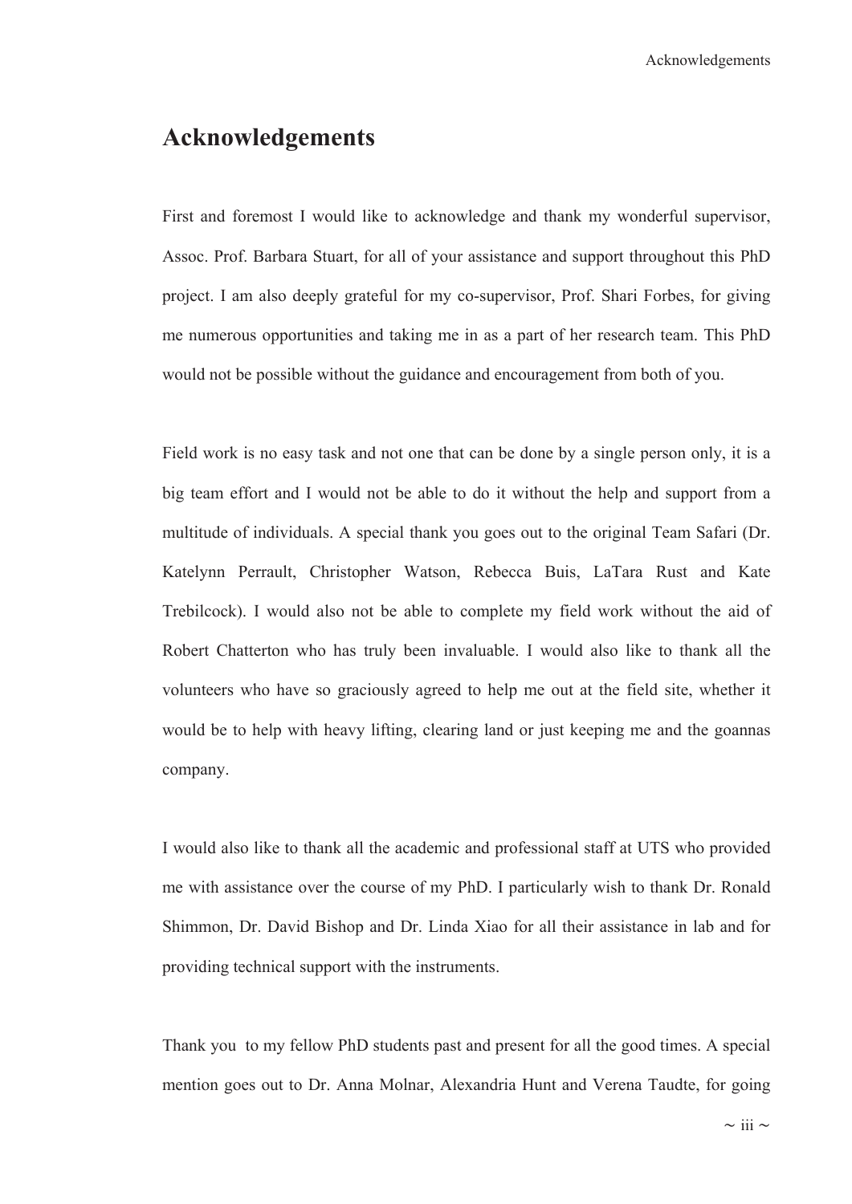# Acknowledgements

First and foremost I would like to acknowledge and thank my wonderful supervisor, Assoc. Prof. Barbara Stuart, for all of your assistance and support throughout this PhD project. I am also deeply grateful for my co-supervisor, Prof. Shari Forbes, for giving me numerous opportunities and taking me in as a part of her research team. This PhD would not be possible without the guidance and encouragement from both of you.

Field work is no easy task and not one that can be done by a single person only, it is a big team effort and I would not be able to do it without the help and support from a multitude of individuals. A special thank you goes out to the original Team Safari (Dr. Katelynn Perrault, Christopher Watson, Rebecca Buis, LaTara Rust and Kate Trebilcock). I would also not be able to complete my field work without the aid of Robert Chatterton who has truly been invaluable. I would also like to thank all the volunteers who have so graciously agreed to help me out at the field site, whether it would be to help with heavy lifting, clearing land or just keeping me and the goannas company.

I would also like to thank all the academic and professional staff at UTS who provided me with assistance over the course of my PhD. I particularly wish to thank Dr. Ronald Shimmon, Dr. David Bishop and Dr. Linda Xiao for all their assistance in lab and for providing technical support with the instruments.

Thank you to my fellow PhD students past and present for all the good times. A special mention goes out to Dr. Anna Molnar, Alexandria Hunt and Verena Taudte, for going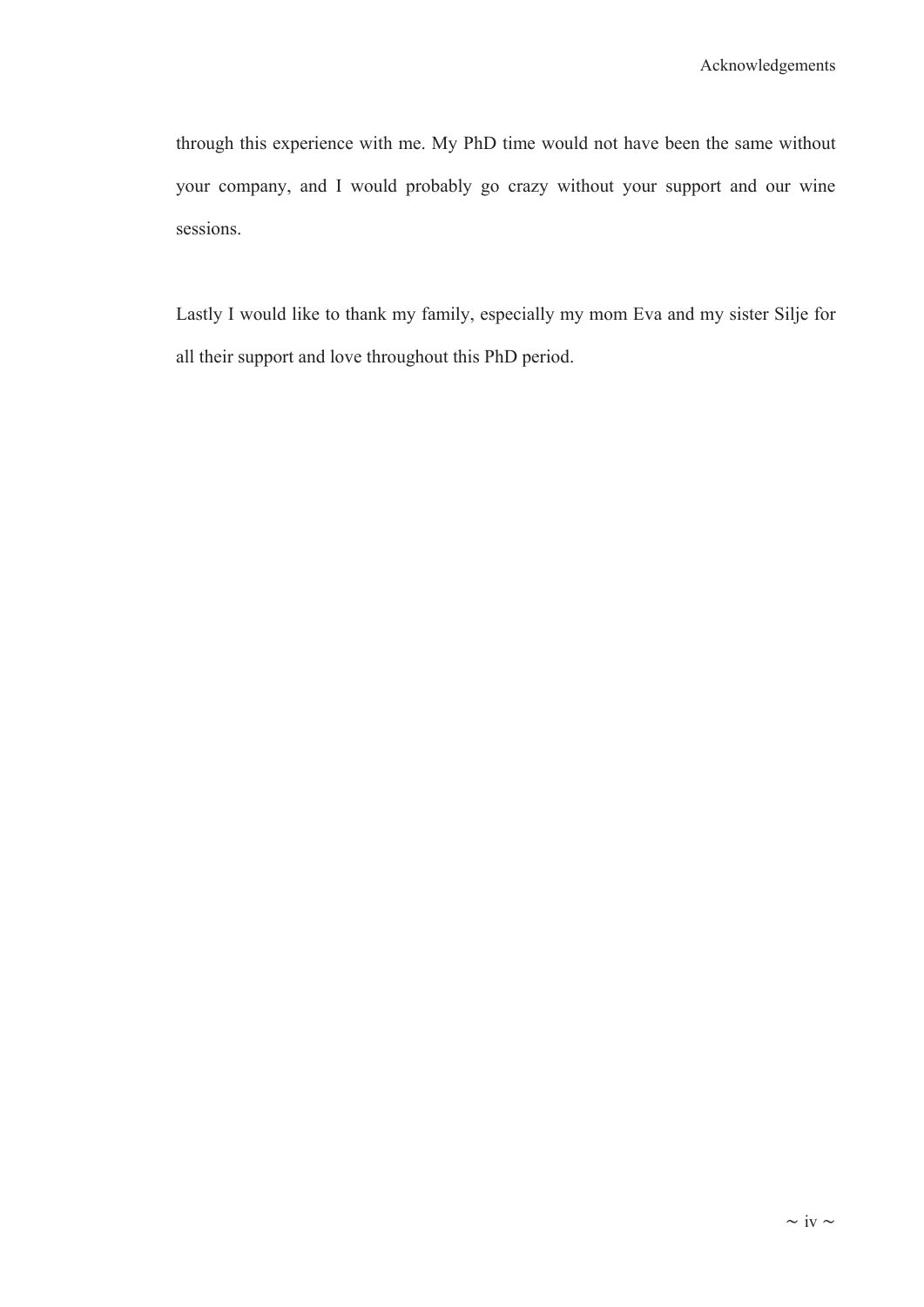through this experience with me. My PhD time would not have been the same without your company, and I would probably go crazy without your support and our wine sessions.

Lastly I would like to thank my family, especially my mom Eva and my sister Silje for all their support and love throughout this PhD period.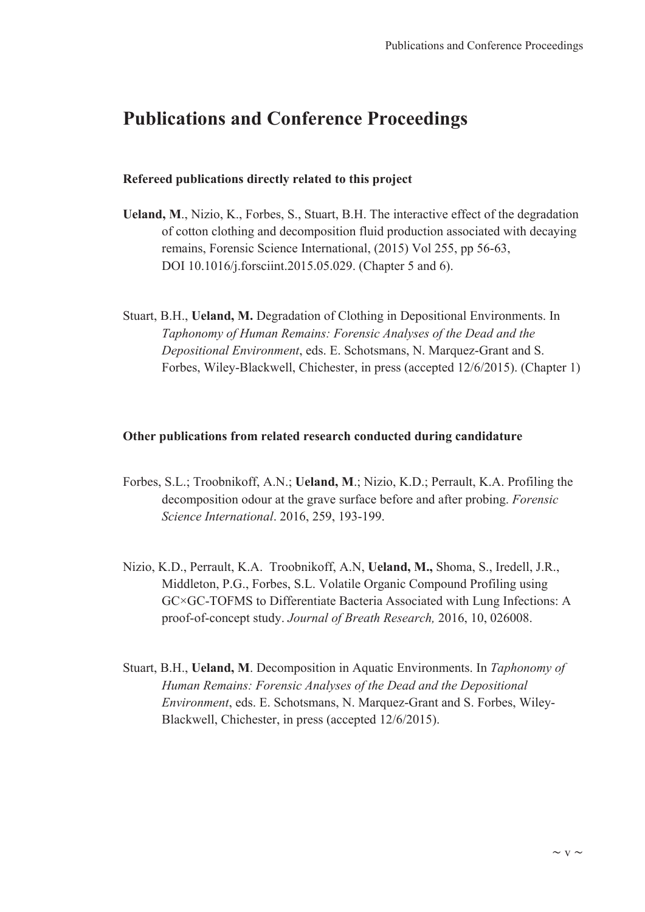# Publications and Conference Proceedings

### Refereed publications directly related to this project

**Ueland, M**., Nizio, K., Forbes, S., Stuart, B.H. The interactive effect of the degradation of cotton clothing and decomposition fluid production associated with decaying remains, Forensic Science International, (2015) Vol 255, pp 56-63, DOI 10.1016/j.forsciint.2015.05.029. (Chapter 5 and 6).

Stuart, B.H., **Ueland, M.** Degradation of Clothing in Depositional Environments. In *Taphonomy of Human Remains: Forensic Analyses of the Dead and the Depositional Environment*, eds. E. Schotsmans, N. Marquez-Grant and S. Forbes, Wiley-Blackwell, Chichester, in press (accepted 12/6/2015). (Chapter 1)

### Other publications from related research conducted during candidature

Forbes, S.L.; Troobnikoff, A.N.; **Ueland, M**.; Nizio, K.D.; Perrault, K.A. Profiling the decomposition odour at the grave surface before and after probing. *Forensic Science International*. 2016, 259, 193-199.

Nizio, K.D., Perrault, K.A. Troobnikoff, A.N, **Ueland, M.,** Shoma, S., Iredell, J.R., Middleton, P.G., Forbes, S.L. Volatile Organic Compound Profiling using GC×GC-TOFMS to Differentiate Bacteria Associated with Lung Infections: A proof-of-concept study. *Journal of Breath Research,* 2016, 10, 026008.

Stuart, B.H., **Ueland, M**. Decomposition in Aquatic Environments. In *Taphonomy of Human Remains: Forensic Analyses of the Dead and the Depositional Environment*, eds. E. Schotsmans, N. Marquez-Grant and S. Forbes, Wiley-Blackwell, Chichester, in press (accepted 12/6/2015).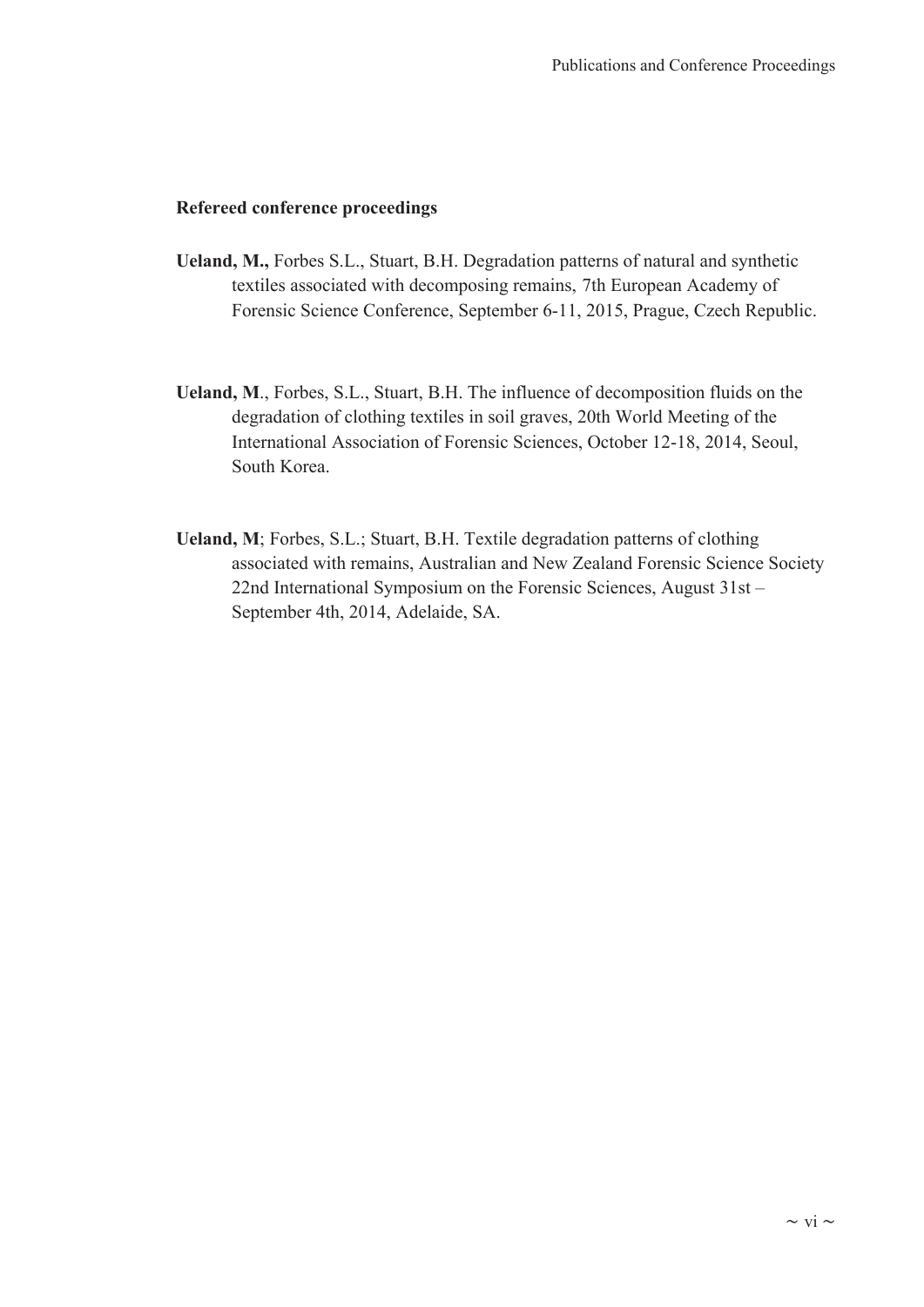### Refereed conference proceedings

**Ueland, M.,** Forbes S.L., Stuart, B.H. Degradation patterns of natural and synthetic textiles associated with decomposing remains, 7th European Academy of Forensic Science Conference, September 6-11, 2015, Prague, Czech Republic.

**Ueland, M**., Forbes, S.L., Stuart, B.H. The influence of decomposition fluids on the degradation of clothing textiles in soil graves, 20th World Meeting of the International Association of Forensic Sciences, October 12-18, 2014, Seoul, South Korea.

**Ueland, M**; Forbes, S.L.; Stuart, B.H. Textile degradation patterns of clothing associated with remains, Australian and New Zealand Forensic Science Society 22nd International Symposium on the Forensic Sciences, August 31st – September 4th, 2014, Adelaide, SA.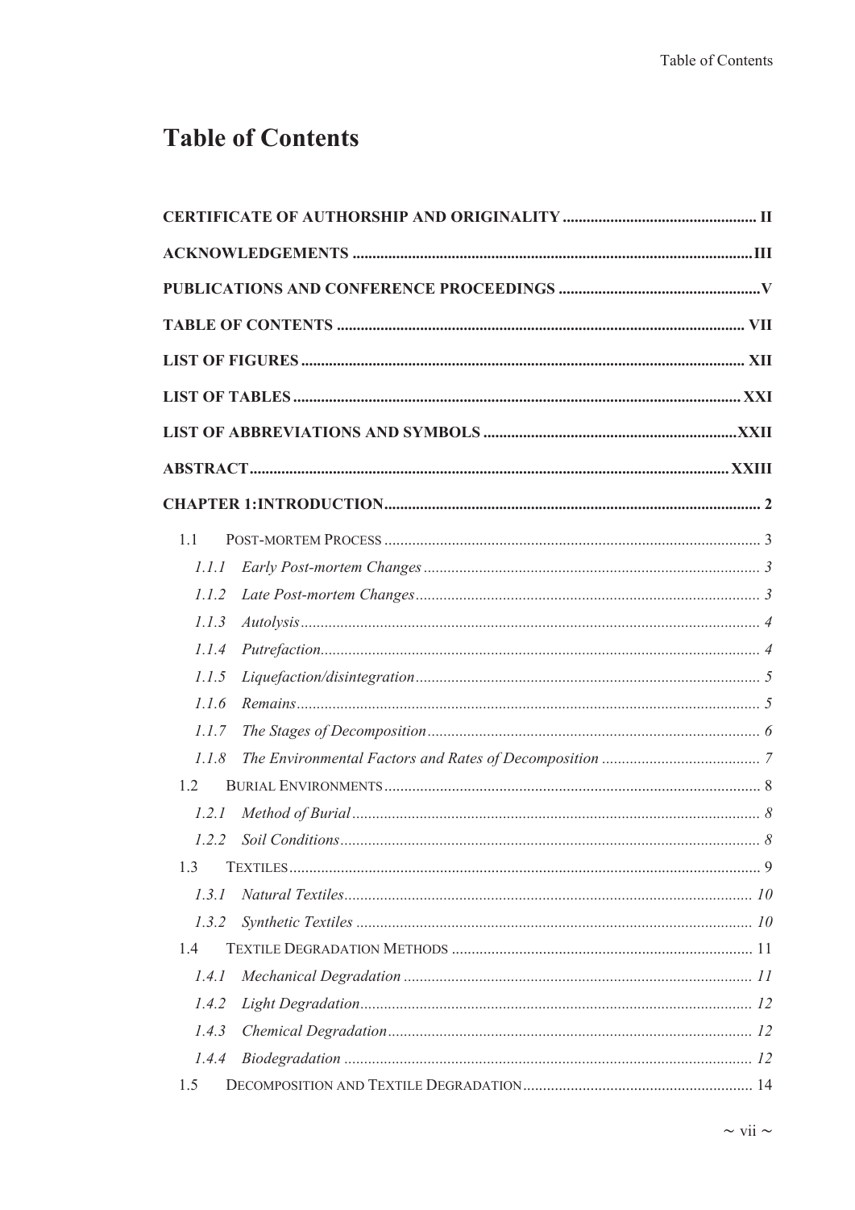# Table of Contents

**CERTIFICATE OF AUTHORSHIP AND ORIGINALITY ................................................ II**

**ACKNOWLEDGEMENTS ................................................................................................ III**

**PUBLICATIONS AND CONFERENCE PROCEEDINGS .................................................. V**

**TABLE OF CONTENTS ............................................................................................... VII**

**LIST OF FIGURES ...................................................................................................... XII**

**LIST OF TABLES ........................................................................................................ XXI**

**LIST OF ABBREVIATIONS AND SYMBOLS ............................................................. XXII**

**ABSTRACT ................................................................................................................ XXIII**

**CHAPTER 1:INTRODUCTION ........................................................................................ 2**

1.1 POST-MORTEM PROCESS ........................................................................................ 3

*1.1.1 Early Post-mortem Changes ....................................................................................... 3*

*1.1.2 Late Post-mortem Changes ........................................................................................ 3*

*1.1.3 Autolysis ..................................................................................................................... 4*

*1.1.4 Putrefaction ................................................................................................................ 4*

*1.1.5 Liquefaction/disintegration ......................................................................................... 5*

*1.1.6 Remains ...................................................................................................................... 5*

*1.1.7 The Stages of Decomposition ..................................................................................... 6*

*1.1.8 The Environmental Factors and Rates of Decomposition .......................................... 7*

1.2 BURIAL ENVIRONMENTS ........................................................................................ 8

*1.2.1 Method of Burial ......................................................................................................... 8*

*1.2.2 Soil Conditions ............................................................................................................ 8*

1.3 TEXTILES ................................................................................................................. 9

*1.3.1 Natural Textiles ......................................................................................................... 10*

*1.3.2 Synthetic Textiles ...................................................................................................... 10*

1.4 TEXTILE DEGRADATION METHODS ........................................................................ 11

*1.4.1 Mechanical Degradation ........................................................................................... 11*

*1.4.2 Light Degradation ...................................................................................................... 12*

*1.4.3 Chemical Degradation ............................................................................................... 12*

*1.4.4 Biodegradation .......................................................................................................... 12*

1.5 DECOMPOSITION AND TEXTILE DEGRADATION ..................................................... 14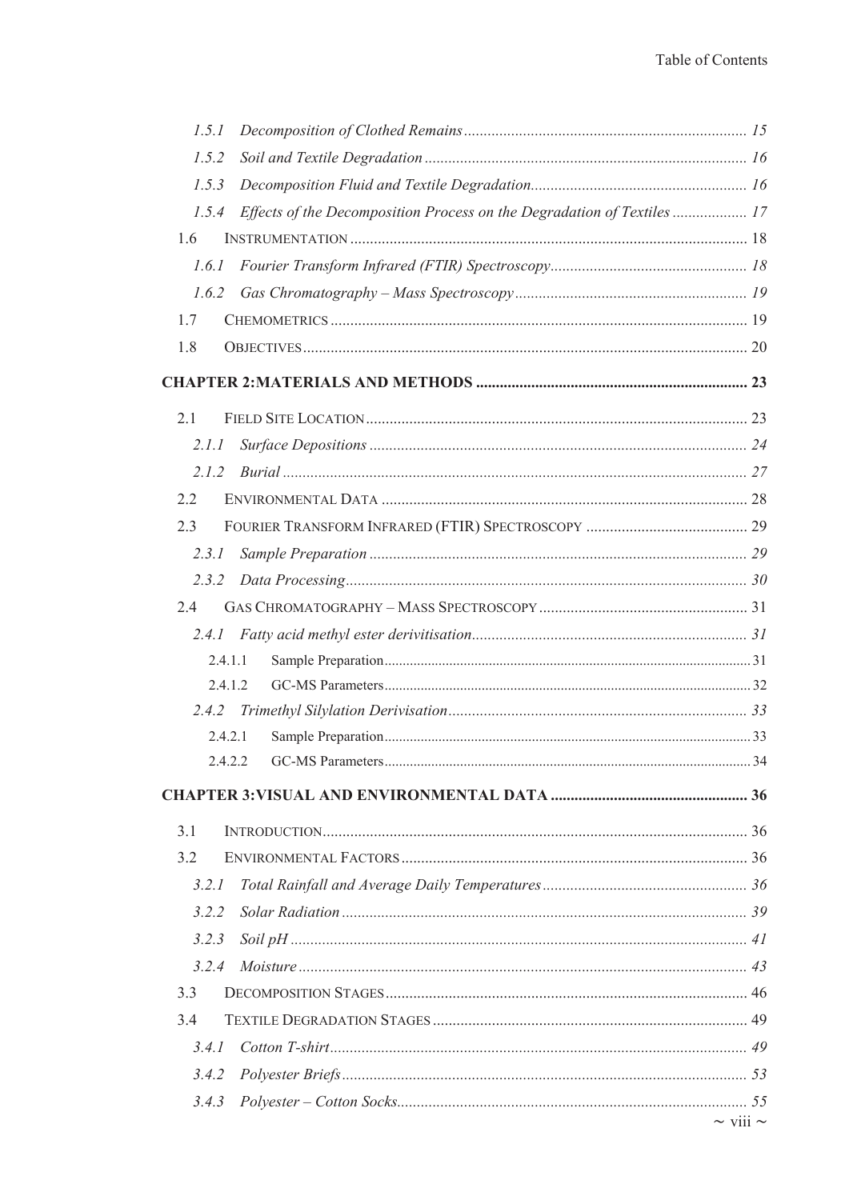- 1.5.1 *Decomposition of Clothed Remains* ........ 15
- 1.5.2 *Soil and Textile Degradation* ........ 16
- 1.5.3 *Decomposition Fluid and Textile Degradation* ........ 16
- 1.5.4 *Effects of the Decomposition Process on the Degradation of Textiles* ........ 17
- 1.6 INSTRUMENTATION ........ 18
  - 1.6.1 *Fourier Transform Infrared (FTIR) Spectroscopy* ........ 18
  - 1.6.2 *Gas Chromatography – Mass Spectroscopy* ........ 19
- 1.7 CHEMOMETRICS ........ 19
- 1.8 OBJECTIVES ........ 20

**CHAPTER 2: MATERIALS AND METHODS ........ 23**

- 2.1 FIELD SITE LOCATION ........ 23
  - 2.1.1 *Surface Depositions* ........ 24
  - 2.1.2 *Burial* ........ 27
- 2.2 ENVIRONMENTAL DATA ........ 28
- 2.3 FOURIER TRANSFORM INFRARED (FTIR) SPECTROSCOPY ........ 29
  - 2.3.1 *Sample Preparation* ........ 29
  - 2.3.2 *Data Processing* ........ 30
- 2.4 GAS CHROMATOGRAPHY – MASS SPECTROSCOPY ........ 31
  - 2.4.1 *Fatty acid methyl ester derivitisation* ........ 31
    - 2.4.1.1 Sample Preparation ........ 31
    - 2.4.1.2 GC-MS Parameters ........ 32
  - 2.4.2 *Trimethyl Silylation Derivisation* ........ 33
    - 2.4.2.1 Sample Preparation ........ 33
    - 2.4.2.2 GC-MS Parameters ........ 34

**CHAPTER 3: VISUAL AND ENVIRONMENTAL DATA ........ 36**

- 3.1 INTRODUCTION ........ 36
- 3.2 ENVIRONMENTAL FACTORS ........ 36
  - 3.2.1 *Total Rainfall and Average Daily Temperatures* ........ 36
  - 3.2.2 *Solar Radiation* ........ 39
  - 3.2.3 *Soil pH* ........ 41
  - 3.2.4 *Moisture* ........ 43
- 3.3 DECOMPOSITION STAGES ........ 46
- 3.4 TEXTILE DEGRADATION STAGES ........ 49
  - 3.4.1 *Cotton T-shirt* ........ 49
  - 3.4.2 *Polyester Briefs* ........ 53
  - 3.4.3 *Polyester – Cotton Socks* ........ 55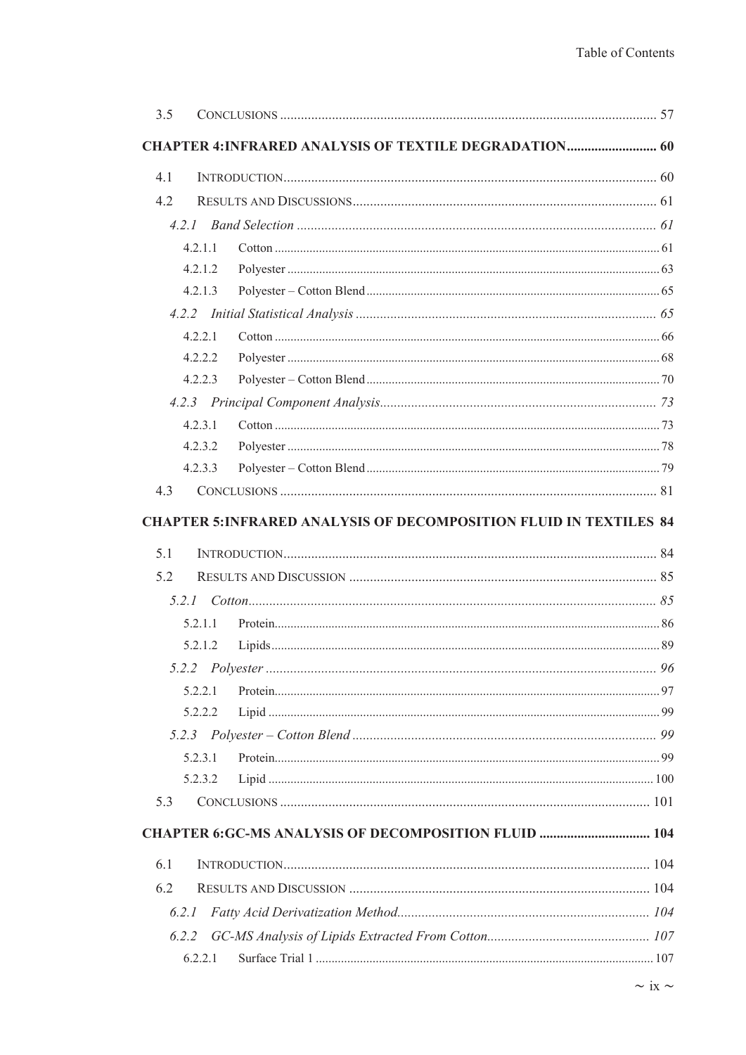3.5 CONCLUSIONS .......... 57

**CHAPTER 4: INFRARED ANALYSIS OF TEXTILE DEGRADATION .......... 60**

4.1 INTRODUCTION .......... 60

4.2 RESULTS AND DISCUSSIONS .......... 61

*4.2.1 Band Selection .......... 61*

4.2.1.1 Cotton .......... 61

4.2.1.2 Polyester .......... 63

4.2.1.3 Polyester – Cotton Blend .......... 65

*4.2.2 Initial Statistical Analysis .......... 65*

4.2.2.1 Cotton .......... 66

4.2.2.2 Polyester .......... 68

4.2.2.3 Polyester – Cotton Blend .......... 70

*4.2.3 Principal Component Analysis .......... 73*

4.2.3.1 Cotton .......... 73

4.2.3.2 Polyester .......... 78

4.2.3.3 Polyester – Cotton Blend .......... 79

4.3 CONCLUSIONS .......... 81

**CHAPTER 5: INFRARED ANALYSIS OF DECOMPOSITION FLUID IN TEXTILES 84**

5.1 INTRODUCTION .......... 84

5.2 RESULTS AND DISCUSSION .......... 85

*5.2.1 Cotton .......... 85*

5.2.1.1 Protein .......... 86

5.2.1.2 Lipids .......... 89

*5.2.2 Polyester .......... 96*

5.2.2.1 Protein .......... 97

5.2.2.2 Lipid .......... 99

*5.2.3 Polyester – Cotton Blend .......... 99*

5.2.3.1 Protein .......... 99

5.2.3.2 Lipid .......... 100

5.3 CONCLUSIONS .......... 101

**CHAPTER 6: GC-MS ANALYSIS OF DECOMPOSITION FLUID .......... 104**

6.1 INTRODUCTION .......... 104

6.2 RESULTS AND DISCUSSION .......... 104

*6.2.1 Fatty Acid Derivatization Method .......... 104*

*6.2.2 GC-MS Analysis of Lipids Extracted From Cotton .......... 107*

6.2.2.1 Surface Trial 1 .......... 107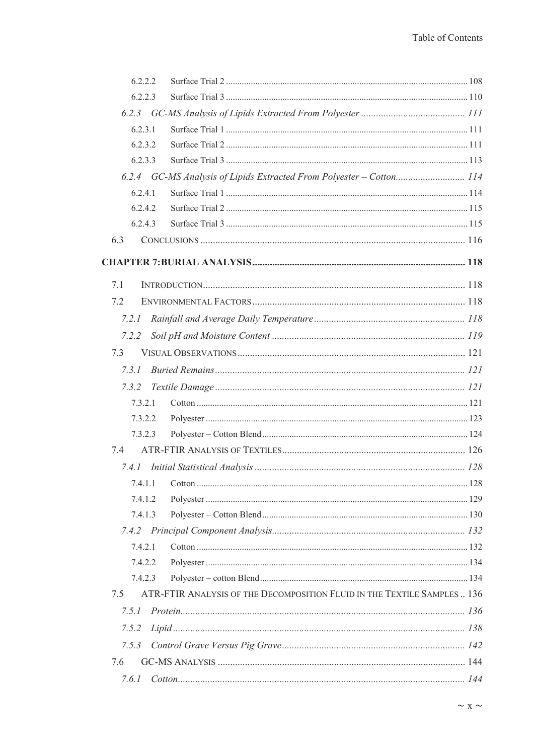6.2.2.2 Surface Trial 2 ........ 108

6.2.2.3 Surface Trial 3 ........ 110

*6.2.3 GC-MS Analysis of Lipids Extracted From Polyester ........ 111*

6.2.3.1 Surface Trial 1 ........ 111

6.2.3.2 Surface Trial 2 ........ 111

6.2.3.3 Surface Trial 3 ........ 113

*6.2.4 GC-MS Analysis of Lipids Extracted From Polyester – Cotton........ 114*

6.2.4.1 Surface Trial 1 ........ 114

6.2.4.2 Surface Trial 2 ........ 115

6.2.4.3 Surface Trial 3 ........ 115

6.3 CONCLUSIONS ........ 116

**CHAPTER 7: BURIAL ANALYSIS ........ 118**

7.1 INTRODUCTION........ 118

7.2 ENVIRONMENTAL FACTORS ........ 118

*7.2.1 Rainfall and Average Daily Temperature ........ 118*

*7.2.2 Soil pH and Moisture Content ........ 119*

7.3 VISUAL OBSERVATIONS ........ 121

*7.3.1 Buried Remains ........ 121*

*7.3.2 Textile Damage ........ 121*

7.3.2.1 Cotton ........ 121

7.3.2.2 Polyester ........ 123

7.3.2.3 Polyester – Cotton Blend ........ 124

7.4 ATR-FTIR ANALYSIS OF TEXTILES ........ 126

*7.4.1 Initial Statistical Analysis ........ 128*

7.4.1.1 Cotton ........ 128

7.4.1.2 Polyester ........ 129

7.4.1.3 Polyester – Cotton Blend ........ 130

*7.4.2 Principal Component Analysis ........ 132*

7.4.2.1 Cotton ........ 132

7.4.2.2 Polyester ........ 134

7.4.2.3 Polyester – cotton Blend ........ 134

7.5 ATR-FTIR ANALYSIS OF THE DECOMPOSITION FLUID IN THE TEXTILE SAMPLES .. 136

*7.5.1 Protein........ 136*

*7.5.2 Lipid ........ 138*

*7.5.3 Control Grave Versus Pig Grave ........ 142*

7.6 GC-MS ANALYSIS ........ 144

*7.6.1 Cotton ........ 144*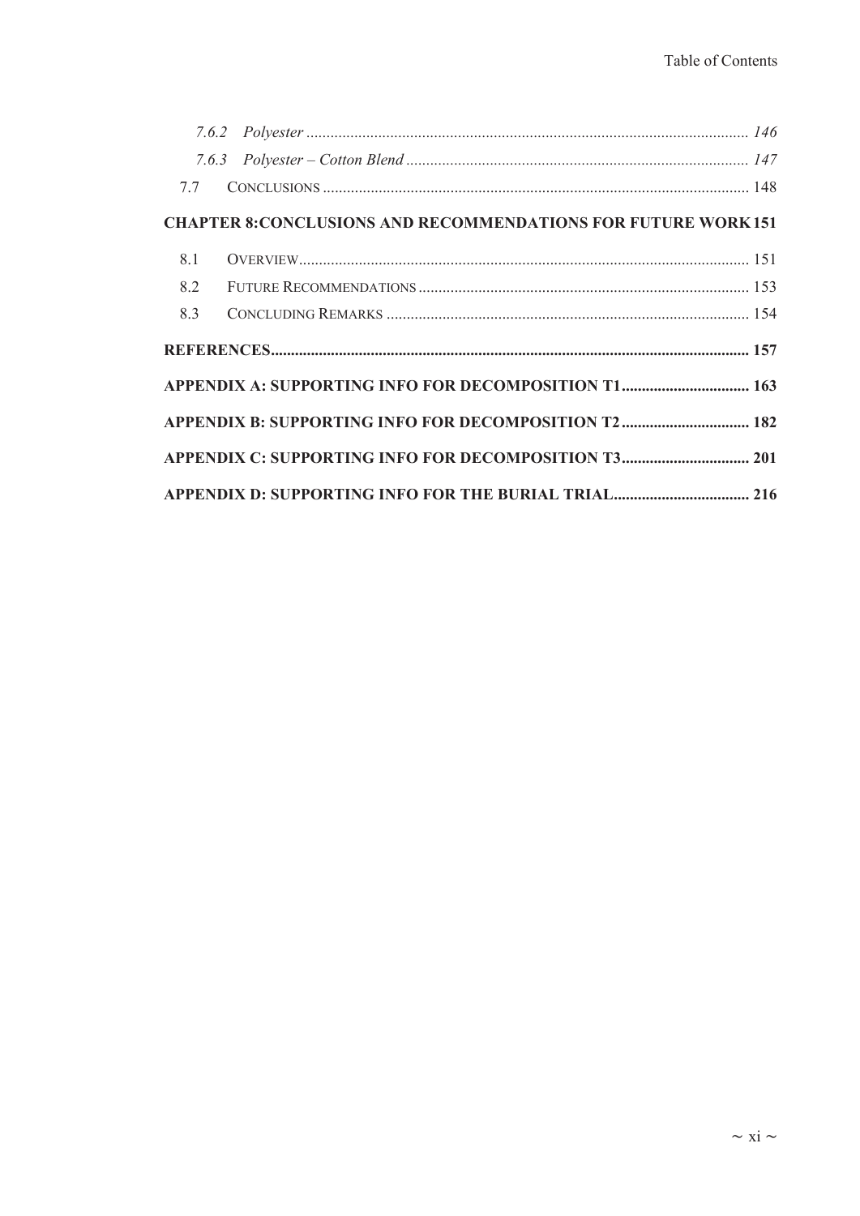*7.6.2 Polyester* ........................................................................................................ *146*

*7.6.3 Polyester – Cotton Blend* ............................................................................... *147*

7.7 CONCLUSIONS ........................................................................................................ 148

**CHAPTER 8: CONCLUSIONS AND RECOMMENDATIONS FOR FUTURE WORK 151**

8.1 OVERVIEW................................................................................................................ 151

8.2 FUTURE RECOMMENDATIONS ................................................................................. 153

8.3 CONCLUDING REMARKS ......................................................................................... 154

**REFERENCES........................................................................................................................ 157**

**APPENDIX A: SUPPORTING INFO FOR DECOMPOSITION T1 ................................ 163**

**APPENDIX B: SUPPORTING INFO FOR DECOMPOSITION T2 ................................ 182**

**APPENDIX C: SUPPORTING INFO FOR DECOMPOSITION T3 ................................ 201**

**APPENDIX D: SUPPORTING INFO FOR THE BURIAL TRIAL................................... 216**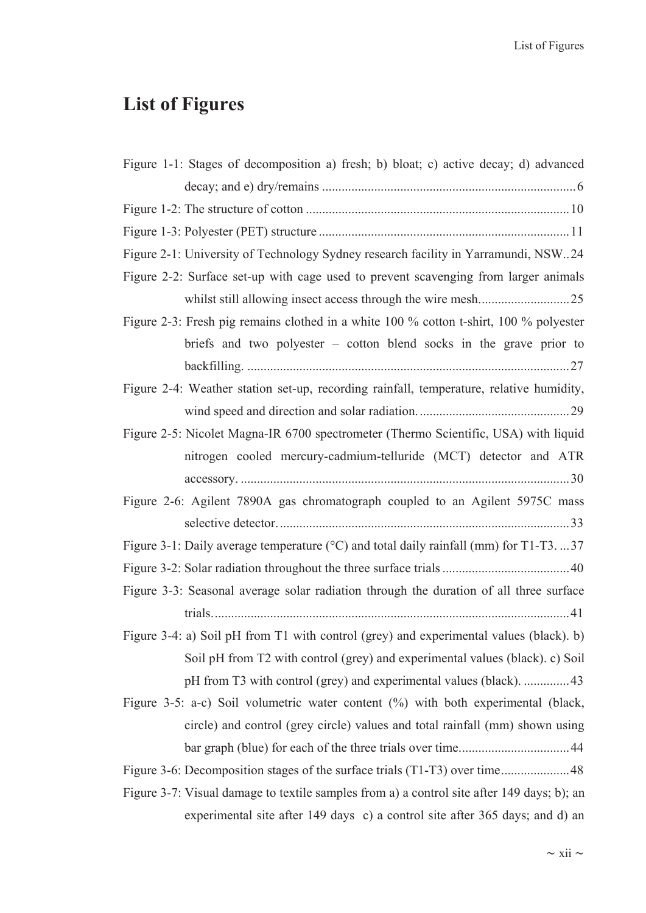# List of Figures

Figure 1-1: Stages of decomposition a) fresh; b) bloat; c) active decay; d) advanced decay; and e) dry/remains ............................................................................ 6

Figure 1-2: The structure of cotton ................................................................................ 10

Figure 1-3: Polyester (PET) structure ............................................................................ 11

Figure 2-1: University of Technology Sydney research facility in Yarramundi, NSW.. 24

Figure 2-2: Surface set-up with cage used to prevent scavenging from larger animals whilst still allowing insect access through the wire mesh............................ 25

Figure 2-3: Fresh pig remains clothed in a white 100 % cotton t-shirt, 100 % polyester briefs and two polyester – cotton blend socks in the grave prior to backfilling. .................................................................................................. 27

Figure 2-4: Weather station set-up, recording rainfall, temperature, relative humidity, wind speed and direction and solar radiation. .............................................. 29

Figure 2-5: Nicolet Magna-IR 6700 spectrometer (Thermo Scientific, USA) with liquid nitrogen cooled mercury-cadmium-telluride (MCT) detector and ATR accessory. .................................................................................................... 30

Figure 2-6: Agilent 7890A gas chromatograph coupled to an Agilent 5975C mass selective detector. ......................................................................................... 33

Figure 3-1: Daily average temperature (°C) and total daily rainfall (mm) for T1-T3. ... 37

Figure 3-2: Solar radiation throughout the three surface trials ....................................... 40

Figure 3-3: Seasonal average solar radiation through the duration of all three surface trials. ............................................................................................................ 41

Figure 3-4: a) Soil pH from T1 with control (grey) and experimental values (black). b) Soil pH from T2 with control (grey) and experimental values (black). c) Soil pH from T3 with control (grey) and experimental values (black). .............. 43

Figure 3-5: a-c) Soil volumetric water content (%) with both experimental (black, circle) and control (grey circle) values and total rainfall (mm) shown using bar graph (blue) for each of the three trials over time................................. 44

Figure 3-6: Decomposition stages of the surface trials (T1-T3) over time..................... 48

Figure 3-7: Visual damage to textile samples from a) a control site after 149 days; b); an experimental site after 149 days c) a control site after 365 days; and d) an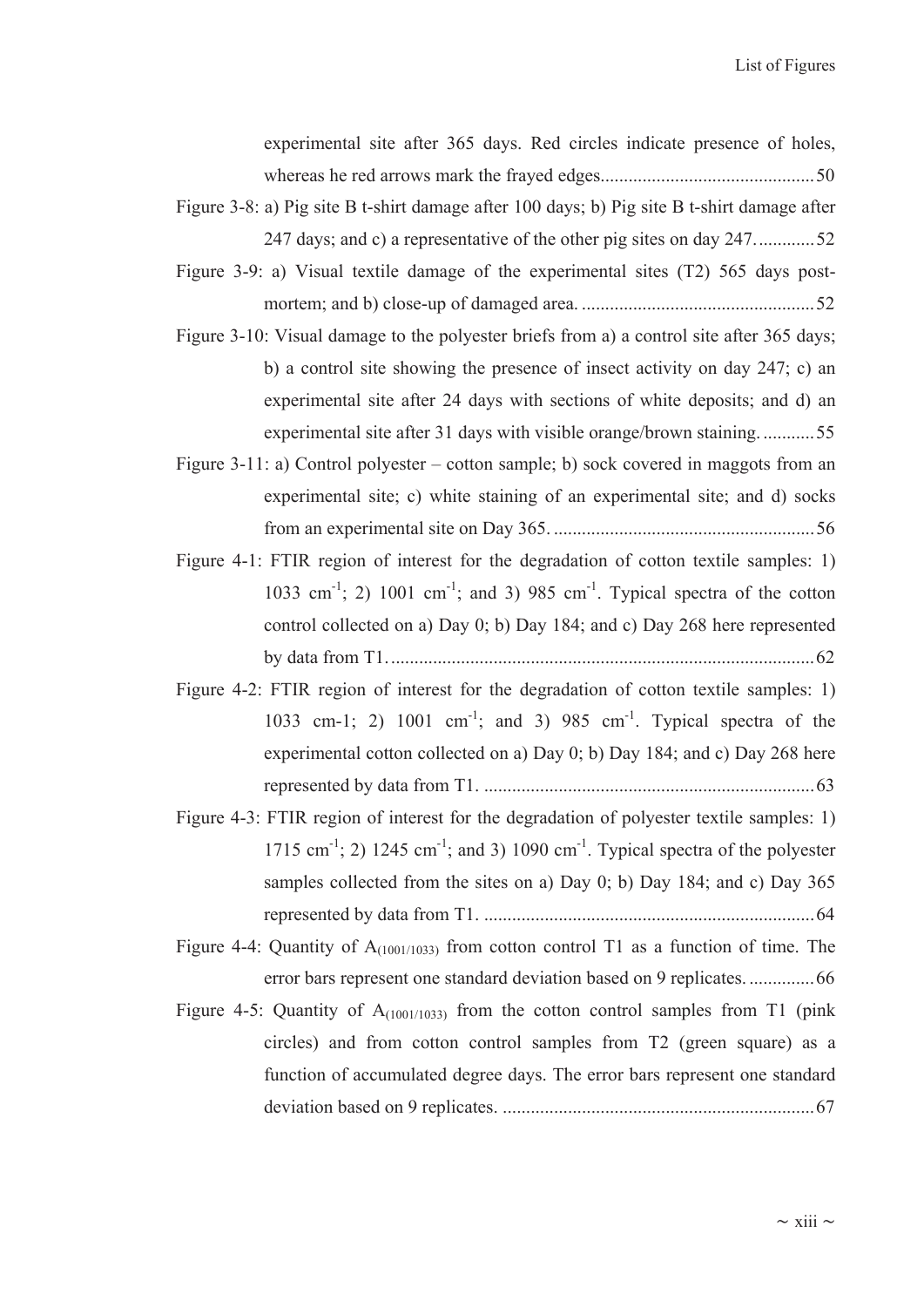experimental site after 365 days. Red circles indicate presence of holes, whereas he red arrows mark the frayed edges............................................. 50

Figure 3-8: a) Pig site B t-shirt damage after 100 days; b) Pig site B t-shirt damage after 247 days; and c) a representative of the other pig sites on day 247. ........... 52

Figure 3-9: a) Visual textile damage of the experimental sites (T2) 565 days post-mortem; and b) close-up of damaged area. .................................................. 52

Figure 3-10: Visual damage to the polyester briefs from a) a control site after 365 days; b) a control site showing the presence of insect activity on day 247; c) an experimental site after 24 days with sections of white deposits; and d) an experimental site after 31 days with visible orange/brown staining. ........... 55

Figure 3-11: a) Control polyester – cotton sample; b) sock covered in maggots from an experimental site; c) white staining of an experimental site; and d) socks from an experimental site on Day 365. ........................................................ 56

Figure 4-1: FTIR region of interest for the degradation of cotton textile samples: 1) 1033 $cm^{-1}$; 2) 1001 $cm^{-1}$; and 3) 985 $cm^{-1}$. Typical spectra of the cotton control collected on a) Day 0; b) Day 184; and c) Day 268 here represented by data from T1. .......................................................................................... 62

Figure 4-2: FTIR region of interest for the degradation of cotton textile samples: 1) 1033 cm-1; 2) 1001 $cm^{-1}$; and 3) 985 $cm^{-1}$. Typical spectra of the experimental cotton collected on a) Day 0; b) Day 184; and c) Day 268 here represented by data from T1. ....................................................................... 63

Figure 4-3: FTIR region of interest for the degradation of polyester textile samples: 1) 1715 $cm^{-1}$; 2) 1245 $cm^{-1}$; and 3) 1090 $cm^{-1}$. Typical spectra of the polyester samples collected from the sites on a) Day 0; b) Day 184; and c) Day 365 represented by data from T1. ....................................................................... 64

Figure 4-4: Quantity of $A_{(1001/1033)}$ from cotton control T1 as a function of time. The error bars represent one standard deviation based on 9 replicates. .............. 66

Figure 4-5: Quantity of $A_{(1001/1033)}$ from the cotton control samples from T1 (pink circles) and from cotton control samples from T2 (green square) as a function of accumulated degree days. The error bars represent one standard deviation based on 9 replicates. ................................................................... 67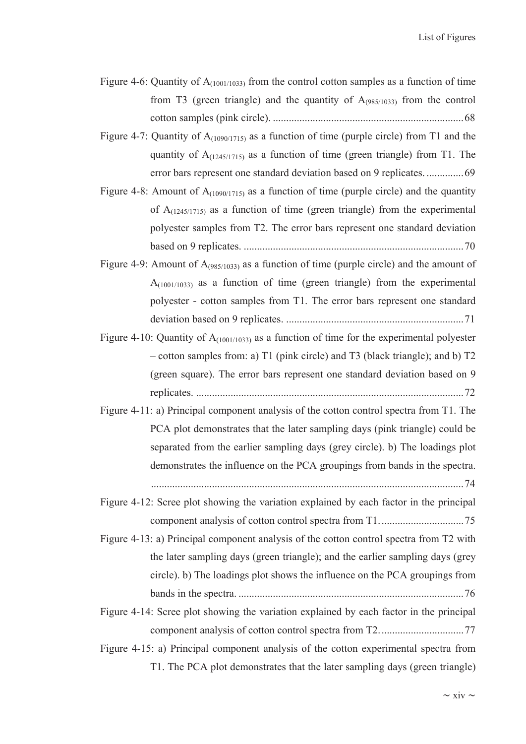Figure 4-6: Quantity of $A_{(1001/1033)}$ from the control cotton samples as a function of time from T3 (green triangle) and the quantity of $A_{(985/1033)}$ from the control cotton samples (pink circle). ........................................................................ 68

Figure 4-7: Quantity of $A_{(1090/1715)}$ as a function of time (purple circle) from T1 and the quantity of $A_{(1245/1715)}$ as a function of time (green triangle) from T1. The error bars represent one standard deviation based on 9 replicates. .............. 69

Figure 4-8: Amount of $A_{(1090/1715)}$ as a function of time (purple circle) and the quantity of $A_{(1245/1715)}$ as a function of time (green triangle) from the experimental polyester samples from T2. The error bars represent one standard deviation based on 9 replicates. ................................................................................... 70

Figure 4-9: Amount of $A_{(985/1033)}$ as a function of time (purple circle) and the amount of $A_{(1001/1033)}$ as a function of time (green triangle) from the experimental polyester - cotton samples from T1. The error bars represent one standard deviation based on 9 replicates. ................................................................... 71

Figure 4-10: Quantity of $A_{(1001/1033)}$ as a function of time for the experimental polyester – cotton samples from: a) T1 (pink circle) and T3 (black triangle); and b) T2 (green square). The error bars represent one standard deviation based on 9 replicates. .................................................................................................... 72

Figure 4-11: a) Principal component analysis of the cotton control spectra from T1. The PCA plot demonstrates that the later sampling days (pink triangle) could be separated from the earlier sampling days (grey circle). b) The loadings plot demonstrates the influence on the PCA groupings from bands in the spectra. ..................................................................................................................... 74

Figure 4-12: Scree plot showing the variation explained by each factor in the principal component analysis of cotton control spectra from T1. ............................... 75

Figure 4-13: a) Principal component analysis of the cotton control spectra from T2 with the later sampling days (green triangle); and the earlier sampling days (grey circle). b) The loadings plot shows the influence on the PCA groupings from bands in the spectra. .................................................................................... 76

Figure 4-14: Scree plot showing the variation explained by each factor in the principal component analysis of cotton control spectra from T2. ............................... 77

Figure 4-15: a) Principal component analysis of the cotton experimental spectra from T1. The PCA plot demonstrates that the later sampling days (green triangle)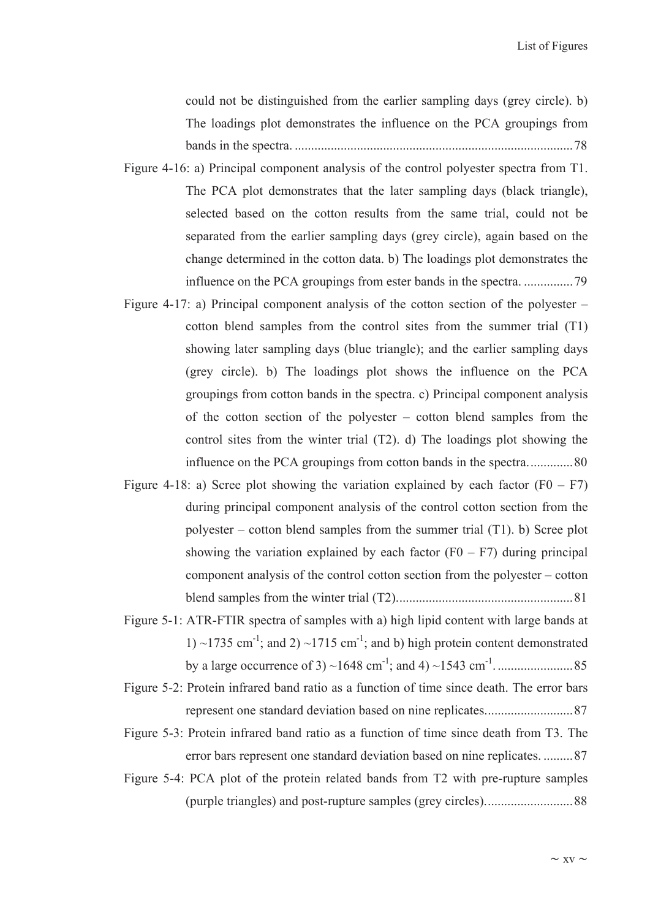could not be distinguished from the earlier sampling days (grey circle). b) The loadings plot demonstrates the influence on the PCA groupings from bands in the spectra. ..................................................................................... 78

Figure 4-16: a) Principal component analysis of the control polyester spectra from T1. The PCA plot demonstrates that the later sampling days (black triangle), selected based on the cotton results from the same trial, could not be separated from the earlier sampling days (grey circle), again based on the change determined in the cotton data. b) The loadings plot demonstrates the influence on the PCA groupings from ester bands in the spectra. ............... 79

Figure 4-17: a) Principal component analysis of the cotton section of the polyester – cotton blend samples from the control sites from the summer trial (T1) showing later sampling days (blue triangle); and the earlier sampling days (grey circle). b) The loadings plot shows the influence on the PCA groupings from cotton bands in the spectra. c) Principal component analysis of the cotton section of the polyester – cotton blend samples from the control sites from the winter trial (T2). d) The loadings plot showing the influence on the PCA groupings from cotton bands in the spectra. ............. 80

Figure 4-18: a) Scree plot showing the variation explained by each factor (F0 – F7) during principal component analysis of the control cotton section from the polyester – cotton blend samples from the summer trial (T1). b) Scree plot showing the variation explained by each factor (F0 – F7) during principal component analysis of the control cotton section from the polyester – cotton blend samples from the winter trial (T2). ..................................................... 81

Figure 5-1: ATR-FTIR spectra of samples with a) high lipid content with large bands at 1) ~1735 $cm^{-1}$; and 2) ~1715 $cm^{-1}$; and b) high protein content demonstrated by a large occurrence of 3) ~1648 $cm^{-1}$; and 4) ~1543 $cm^{-1}$. ....................... 85

Figure 5-2: Protein infrared band ratio as a function of time since death. The error bars represent one standard deviation based on nine replicates. .......................... 87

Figure 5-3: Protein infrared band ratio as a function of time since death from T3. The error bars represent one standard deviation based on nine replicates. ......... 87

Figure 5-4: PCA plot of the protein related bands from T2 with pre-rupture samples (purple triangles) and post-rupture samples (grey circles). .......................... 88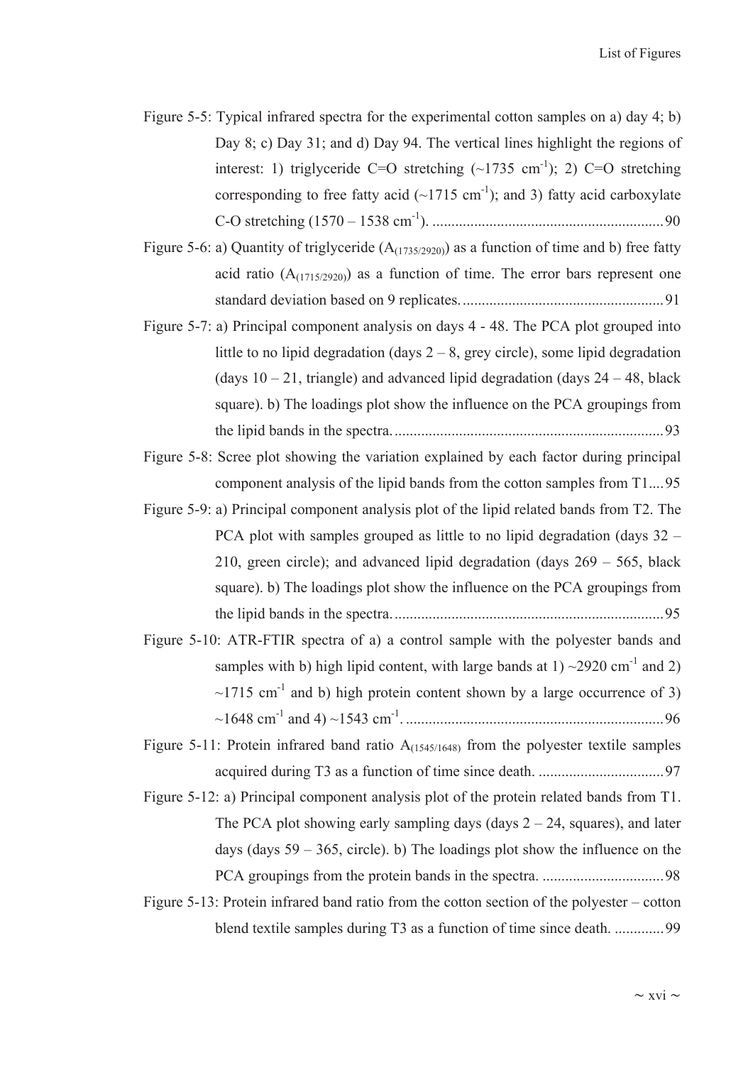Figure 5-5: Typical infrared spectra for the experimental cotton samples on a) day 4; b) Day 8; c) Day 31; and d) Day 94. The vertical lines highlight the regions of interest: 1) triglyceride C=O stretching (~1735 $cm^{-1}$); 2) C=O stretching corresponding to free fatty acid (~1715 $cm^{-1}$); and 3) fatty acid carboxylate C-O stretching (1570 – 1538 $cm^{-1}$). ............................................................. 90

Figure 5-6: a) Quantity of triglyceride ($A_{(1735/2920)}$) as a function of time and b) free fatty acid ratio ($A_{(1715/2920)}$) as a function of time. The error bars represent one standard deviation based on 9 replicates. .................................................... 91

Figure 5-7: a) Principal component analysis on days 4 - 48. The PCA plot grouped into little to no lipid degradation (days 2 – 8, grey circle), some lipid degradation (days 10 – 21, triangle) and advanced lipid degradation (days 24 – 48, black square). b) The loadings plot show the influence on the PCA groupings from the lipid bands in the spectra. ....................................................................... 93

Figure 5-8: Scree plot showing the variation explained by each factor during principal component analysis of the lipid bands from the cotton samples from T1.... 95

Figure 5-9: a) Principal component analysis plot of the lipid related bands from T2. The PCA plot with samples grouped as little to no lipid degradation (days 32 – 210, green circle); and advanced lipid degradation (days 269 – 565, black square). b) The loadings plot show the influence on the PCA groupings from the lipid bands in the spectra. ....................................................................... 95

Figure 5-10: ATR-FTIR spectra of a) a control sample with the polyester bands and samples with b) high lipid content, with large bands at 1) ~2920 $cm^{-1}$ and 2) ~1715 $cm^{-1}$ and b) high protein content shown by a large occurrence of 3) ~1648 $cm^{-1}$ and 4) ~1543 $cm^{-1}$. ................................................................... 96

Figure 5-11: Protein infrared band ratio $A_{(1545/1648)}$ from the polyester textile samples acquired during T3 as a function of time since death. ................................ 97

Figure 5-12: a) Principal component analysis plot of the protein related bands from T1. The PCA plot showing early sampling days (days 2 – 24, squares), and later days (days 59 – 365, circle). b) The loadings plot show the influence on the PCA groupings from the protein bands in the spectra. ................................ 98

Figure 5-13: Protein infrared band ratio from the cotton section of the polyester – cotton blend textile samples during T3 as a function of time since death. ............. 99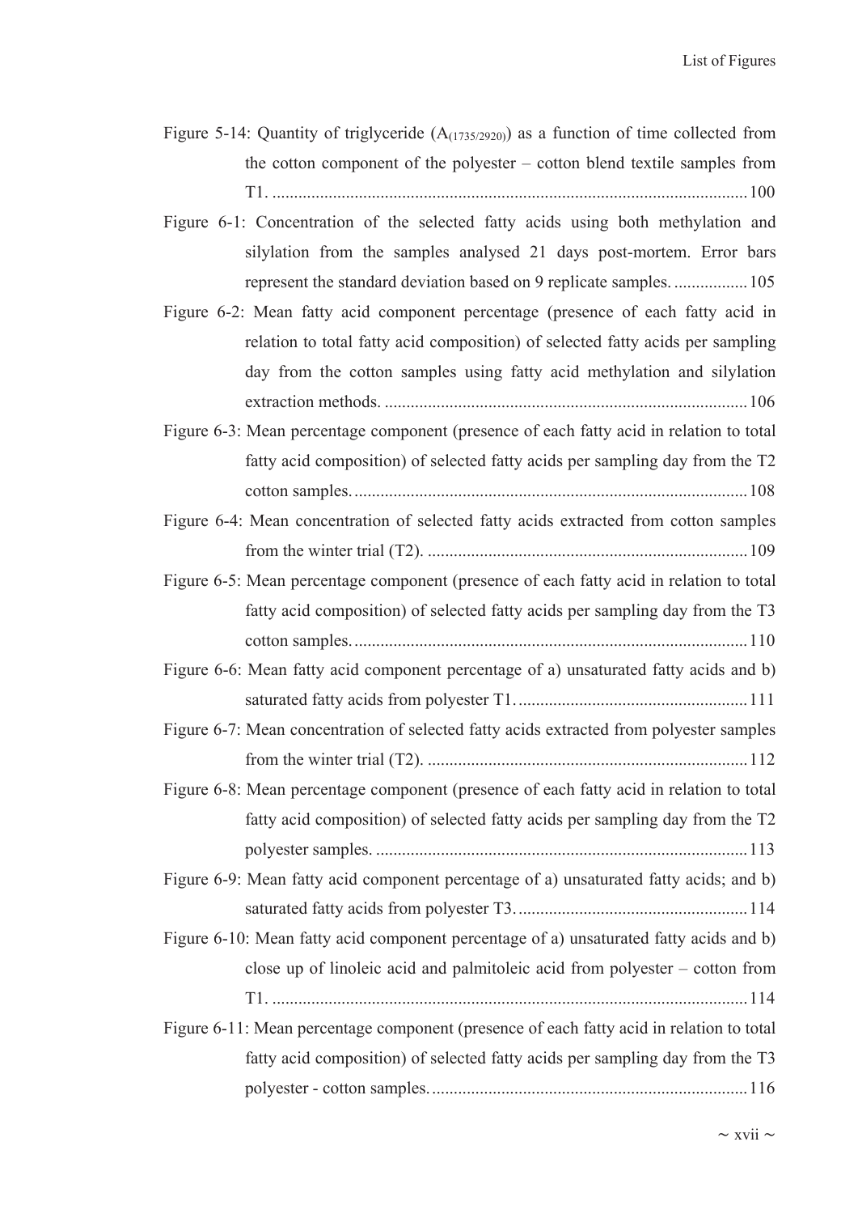Figure 5-14: Quantity of triglyceride ($A_{(1735/2920)}$) as a function of time collected from the cotton component of the polyester – cotton blend textile samples from T1. ............................................................................................................100

Figure 6-1: Concentration of the selected fatty acids using both methylation and silylation from the samples analysed 21 days post-mortem. Error bars represent the standard deviation based on 9 replicate samples. .................105

Figure 6-2: Mean fatty acid component percentage (presence of each fatty acid in relation to total fatty acid composition) of selected fatty acids per sampling day from the cotton samples using fatty acid methylation and silylation extraction methods. ...................................................................................106

Figure 6-3: Mean percentage component (presence of each fatty acid in relation to total fatty acid composition) of selected fatty acids per sampling day from the T2 cotton samples. .........................................................................................108

Figure 6-4: Mean concentration of selected fatty acids extracted from cotton samples from the winter trial (T2). .........................................................................109

Figure 6-5: Mean percentage component (presence of each fatty acid in relation to total fatty acid composition) of selected fatty acids per sampling day from the T3 cotton samples. .........................................................................................110

Figure 6-6: Mean fatty acid component percentage of a) unsaturated fatty acids and b) saturated fatty acids from polyester T1. ....................................................111

Figure 6-7: Mean concentration of selected fatty acids extracted from polyester samples from the winter trial (T2). .........................................................................112

Figure 6-8: Mean percentage component (presence of each fatty acid in relation to total fatty acid composition) of selected fatty acids per sampling day from the T2 polyester samples. .....................................................................................113

Figure 6-9: Mean fatty acid component percentage of a) unsaturated fatty acids; and b) saturated fatty acids from polyester T3. ....................................................114

Figure 6-10: Mean fatty acid component percentage of a) unsaturated fatty acids and b) close up of linoleic acid and palmitoleic acid from polyester – cotton from T1. ............................................................................................................114

Figure 6-11: Mean percentage component (presence of each fatty acid in relation to total fatty acid composition) of selected fatty acids per sampling day from the T3 polyester - cotton samples. ........................................................................116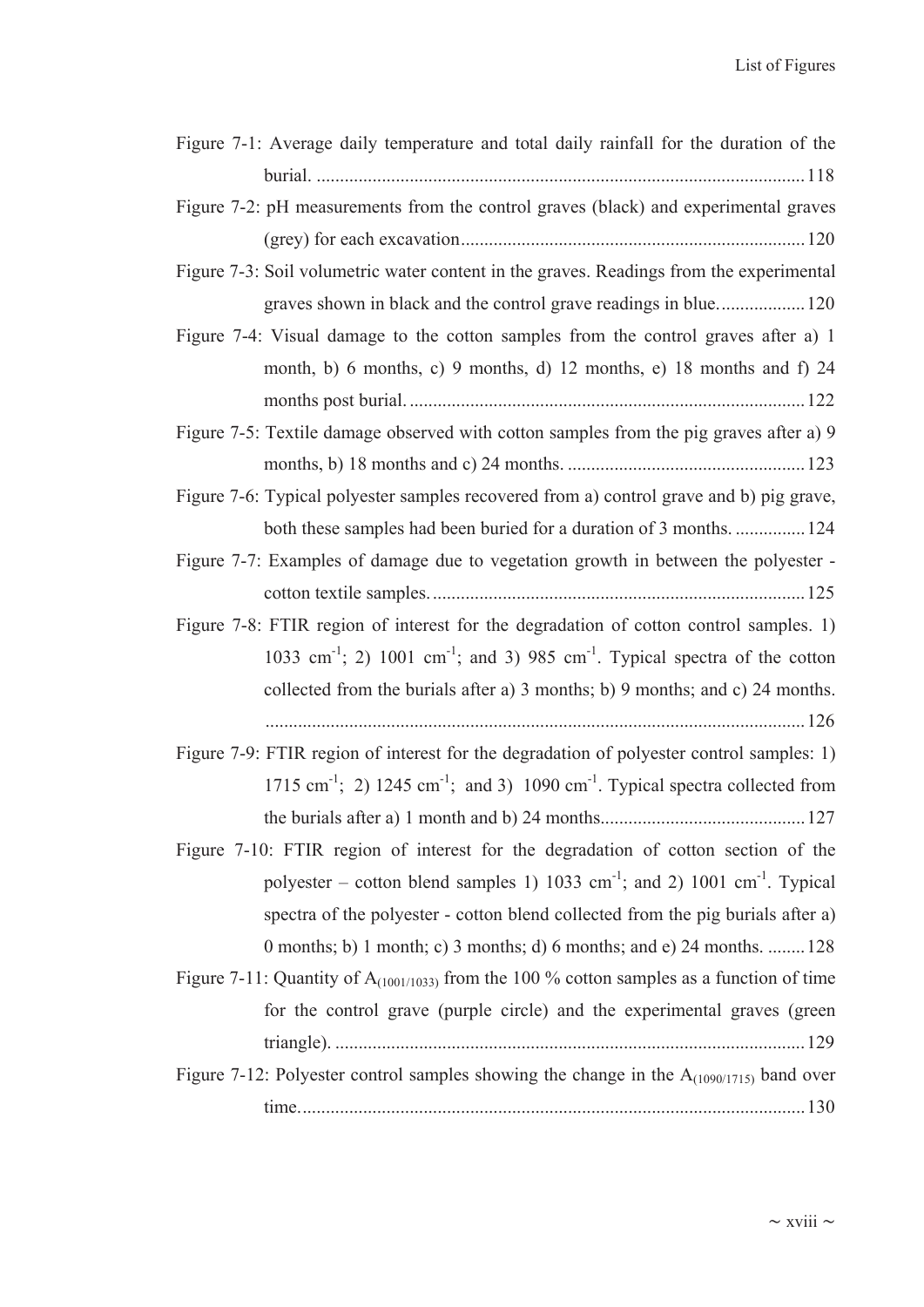Figure 7-1: Average daily temperature and total daily rainfall for the duration of the burial. ........................................................................................................118

Figure 7-2: pH measurements from the control graves (black) and experimental graves (grey) for each excavation.........................................................................120

Figure 7-3: Soil volumetric water content in the graves. Readings from the experimental graves shown in black and the control grave readings in blue...................120

Figure 7-4: Visual damage to the cotton samples from the control graves after a) 1 month, b) 6 months, c) 9 months, d) 12 months, e) 18 months and f) 24 months post burial. ....................................................................................122

Figure 7-5: Textile damage observed with cotton samples from the pig graves after a) 9 months, b) 18 months and c) 24 months. ...................................................123

Figure 7-6: Typical polyester samples recovered from a) control grave and b) pig grave, both these samples had been buried for a duration of 3 months. ...............124

Figure 7-7: Examples of damage due to vegetation growth in between the polyester - cotton textile samples. ...............................................................................125

Figure 7-8: FTIR region of interest for the degradation of cotton control samples. 1) 1033 $cm^{-1}$; 2) 1001 $cm^{-1}$; and 3) 985 $cm^{-1}$. Typical spectra of the cotton collected from the burials after a) 3 months; b) 9 months; and c) 24 months. ...................................................................................................................126

Figure 7-9: FTIR region of interest for the degradation of polyester control samples: 1) 1715 $cm^{-1}$; 2) 1245 $cm^{-1}$; and 3) 1090 $cm^{-1}$. Typical spectra collected from the burials after a) 1 month and b) 24 months...........................................127

Figure 7-10: FTIR region of interest for the degradation of cotton section of the polyester – cotton blend samples 1) 1033 $cm^{-1}$; and 2) 1001 $cm^{-1}$. Typical spectra of the polyester - cotton blend collected from the pig burials after a) 0 months; b) 1 month; c) 3 months; d) 6 months; and e) 24 months. ........128

Figure 7-11: Quantity of $A_{(1001/1033)}$ from the 100 % cotton samples as a function of time for the control grave (purple circle) and the experimental graves (green triangle). ....................................................................................................129

Figure 7-12: Polyester control samples showing the change in the $A_{(1090/1715)}$ band over time...........................................................................................................130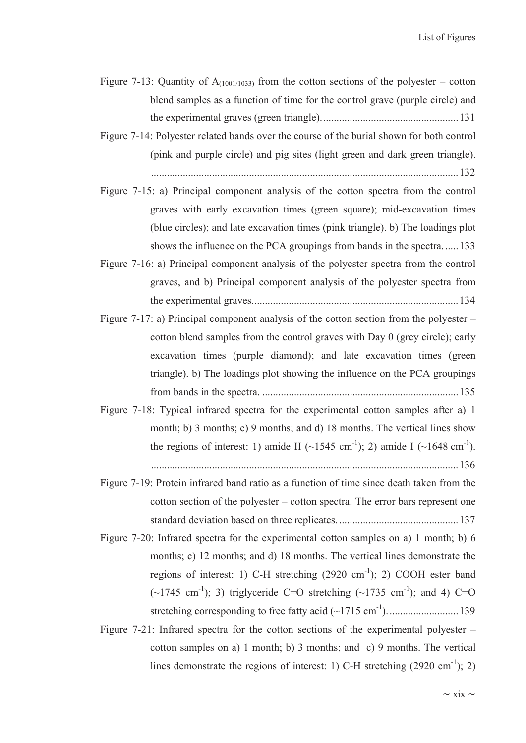Figure 7-13: Quantity of $A_{(1001/1033)}$ from the cotton sections of the polyester – cotton blend samples as a function of time for the control grave (purple circle) and the experimental graves (green triangle). .................................................. 131

Figure 7-14: Polyester related bands over the course of the burial shown for both control (pink and purple circle) and pig sites (light green and dark green triangle). .................................................................................................................. 132

Figure 7-15: a) Principal component analysis of the cotton spectra from the control graves with early excavation times (green square); mid-excavation times (blue circles); and late excavation times (pink triangle). b) The loadings plot shows the influence on the PCA groupings from bands in the spectra. ..... 133

Figure 7-16: a) Principal component analysis of the polyester spectra from the control graves, and b) Principal component analysis of the polyester spectra from the experimental graves. ............................................................................ 134

Figure 7-17: a) Principal component analysis of the cotton section from the polyester – cotton blend samples from the control graves with Day 0 (grey circle); early excavation times (purple diamond); and late excavation times (green triangle). b) The loadings plot showing the influence on the PCA groupings from bands in the spectra. ......................................................................... 135

Figure 7-18: Typical infrared spectra for the experimental cotton samples after a) 1 month; b) 3 months; c) 9 months; and d) 18 months. The vertical lines show the regions of interest: 1) amide II (~1545 $cm^{-1}$); 2) amide I (~1648 $cm^{-1}$). .................................................................................................................. 136

Figure 7-19: Protein infrared band ratio as a function of time since death taken from the cotton section of the polyester – cotton spectra. The error bars represent one standard deviation based on three replicates. ............................................ 137

Figure 7-20: Infrared spectra for the experimental cotton samples on a) 1 month; b) 6 months; c) 12 months; and d) 18 months. The vertical lines demonstrate the regions of interest: 1) C-H stretching (2920 $cm^{-1}$); 2) COOH ester band (~1745 $cm^{-1}$); 3) triglyceride C=O stretching (~1735 $cm^{-1}$); and 4) C=O stretching corresponding to free fatty acid (~1715 $cm^{-1}$). ......................... 139

Figure 7-21: Infrared spectra for the cotton sections of the experimental polyester – cotton samples on a) 1 month; b) 3 months; and c) 9 months. The vertical lines demonstrate the regions of interest: 1) C-H stretching (2920 $cm^{-1}$); 2)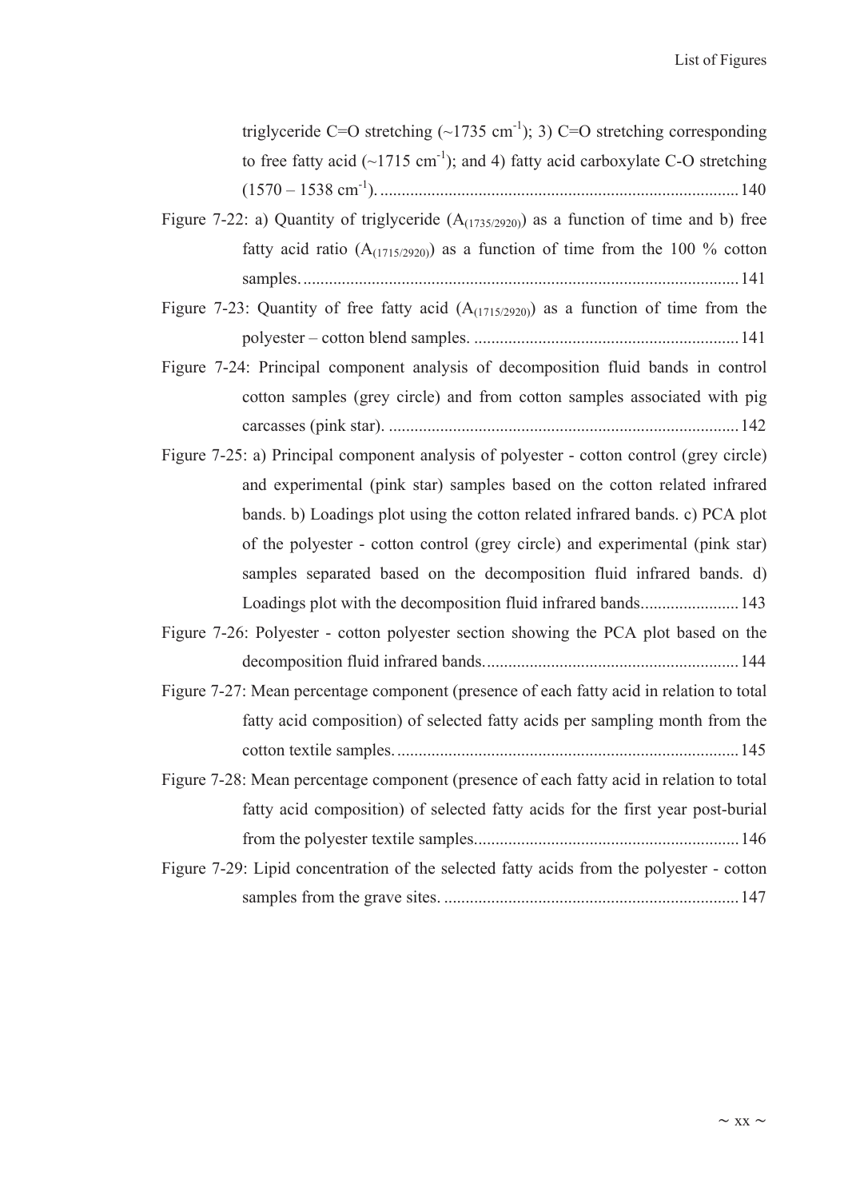triglyceride C=O stretching (~1735 $cm^{-1}$); 3) C=O stretching corresponding to free fatty acid (~1715 $cm^{-1}$); and 4) fatty acid carboxylate C-O stretching (1570 – 1538 $cm^{-1}$). .......... 140

Figure 7-22: a) Quantity of triglyceride ($A_{(1735/2920)}$) as a function of time and b) free fatty acid ratio ($A_{(1715/2920)}$) as a function of time from the 100 % cotton samples. .......... 141

Figure 7-23: Quantity of free fatty acid ($A_{(1715/2920)}$) as a function of time from the polyester – cotton blend samples. .......... 141

Figure 7-24: Principal component analysis of decomposition fluid bands in control cotton samples (grey circle) and from cotton samples associated with pig carcasses (pink star). .......... 142

Figure 7-25: a) Principal component analysis of polyester - cotton control (grey circle) and experimental (pink star) samples based on the cotton related infrared bands. b) Loadings plot using the cotton related infrared bands. c) PCA plot of the polyester - cotton control (grey circle) and experimental (pink star) samples separated based on the decomposition fluid infrared bands. d) Loadings plot with the decomposition fluid infrared bands. .......... 143

Figure 7-26: Polyester - cotton polyester section showing the PCA plot based on the decomposition fluid infrared bands. .......... 144

Figure 7-27: Mean percentage component (presence of each fatty acid in relation to total fatty acid composition) of selected fatty acids per sampling month from the cotton textile samples. .......... 145

Figure 7-28: Mean percentage component (presence of each fatty acid in relation to total fatty acid composition) of selected fatty acids for the first year post-burial from the polyester textile samples. .......... 146

Figure 7-29: Lipid concentration of the selected fatty acids from the polyester - cotton samples from the grave sites. .......... 147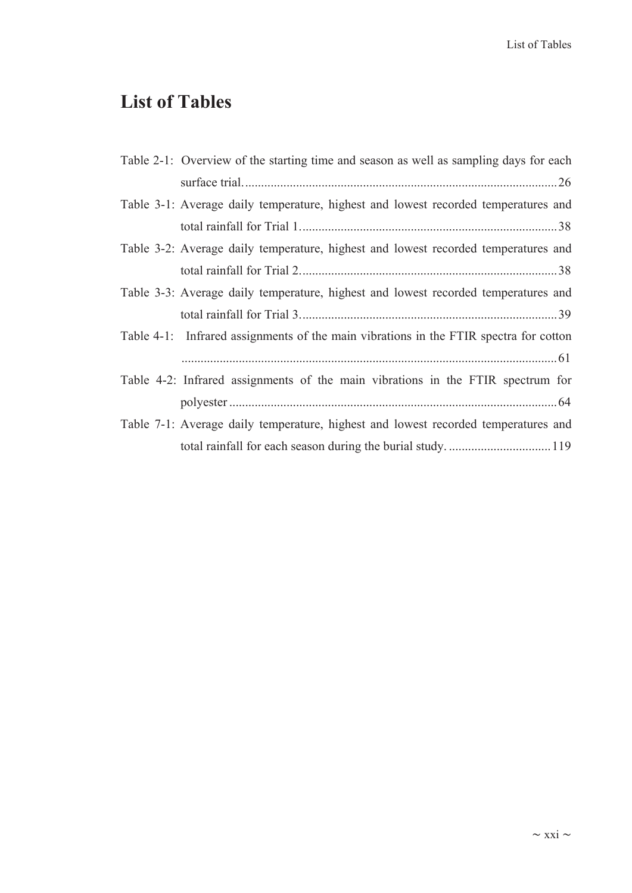# List of Tables

Table 2-1: Overview of the starting time and season as well as sampling days for each surface trial. ........................................................................................ 26

Table 3-1: Average daily temperature, highest and lowest recorded temperatures and total rainfall for Trial 1. ................................................................................ 38

Table 3-2: Average daily temperature, highest and lowest recorded temperatures and total rainfall for Trial 2. ................................................................................ 38

Table 3-3: Average daily temperature, highest and lowest recorded temperatures and total rainfall for Trial 3. ................................................................................ 39

Table 4-1: Infrared assignments of the main vibrations in the FTIR spectra for cotton ........................................................................................................................ 61

Table 4-2: Infrared assignments of the main vibrations in the FTIR spectrum for polyester ........................................................................................................ 64

Table 7-1: Average daily temperature, highest and lowest recorded temperatures and total rainfall for each season during the burial study. ................................ 119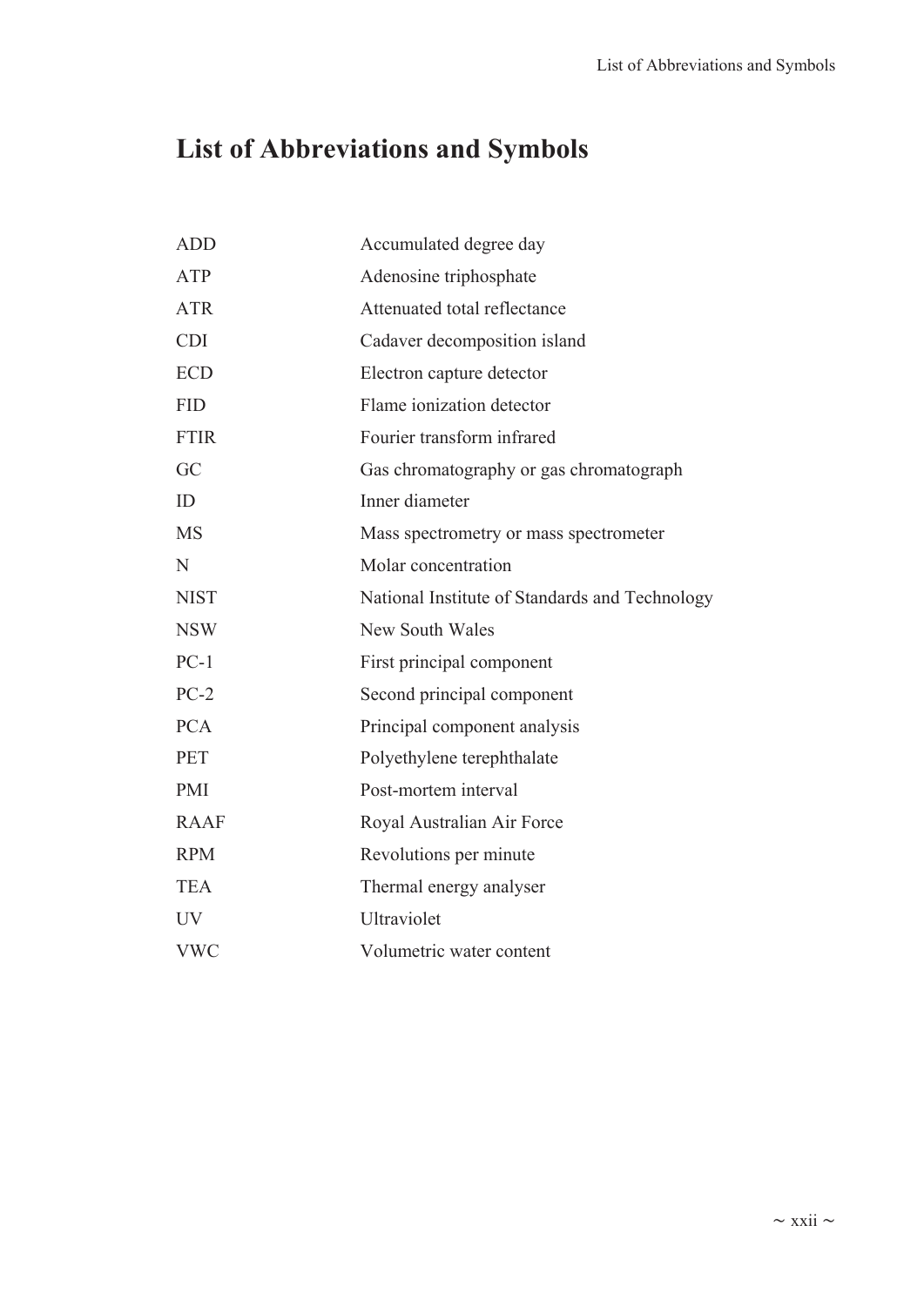# List of Abbreviations and Symbols

| | |
|---|---|
| ADD | Accumulated degree day |
| ATP | Adenosine triphosphate |
| ATR | Attenuated total reflectance |
| CDI | Cadaver decomposition island |
| ECD | Electron capture detector |
| FID | Flame ionization detector |
| FTIR | Fourier transform infrared |
| GC | Gas chromatography or gas chromatograph |
| ID | Inner diameter |
| MS | Mass spectrometry or mass spectrometer |
| N | Molar concentration |
| NIST | National Institute of Standards and Technology |
| NSW | New South Wales |
| PC-1 | First principal component |
| PC-2 | Second principal component |
| PCA | Principal component analysis |
| PET | Polyethylene terephthalate |
| PMI | Post-mortem interval |
| RAAF | Royal Australian Air Force |
| RPM | Revolutions per minute |
| TEA | Thermal energy analyser |
| UV | Ultraviolet |
| VWC | Volumetric water content |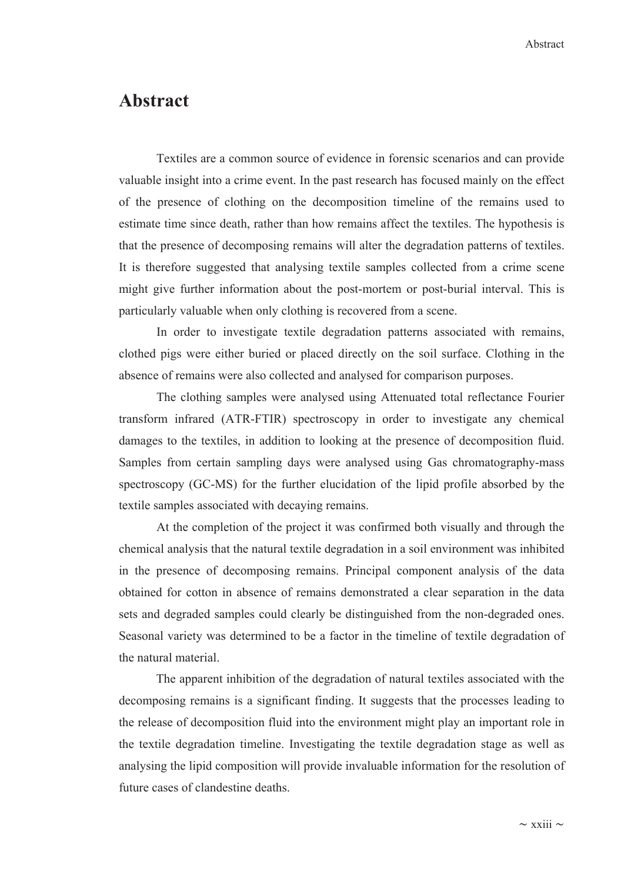# Abstract

Textiles are a common source of evidence in forensic scenarios and can provide valuable insight into a crime event. In the past research has focused mainly on the effect of the presence of clothing on the decomposition timeline of the remains used to estimate time since death, rather than how remains affect the textiles. The hypothesis is that the presence of decomposing remains will alter the degradation patterns of textiles. It is therefore suggested that analysing textile samples collected from a crime scene might give further information about the post-mortem or post-burial interval. This is particularly valuable when only clothing is recovered from a scene.

In order to investigate textile degradation patterns associated with remains, clothed pigs were either buried or placed directly on the soil surface. Clothing in the absence of remains were also collected and analysed for comparison purposes.

The clothing samples were analysed using Attenuated total reflectance Fourier transform infrared (ATR-FTIR) spectroscopy in order to investigate any chemical damages to the textiles, in addition to looking at the presence of decomposition fluid. Samples from certain sampling days were analysed using Gas chromatography-mass spectroscopy (GC-MS) for the further elucidation of the lipid profile absorbed by the textile samples associated with decaying remains.

At the completion of the project it was confirmed both visually and through the chemical analysis that the natural textile degradation in a soil environment was inhibited in the presence of decomposing remains. Principal component analysis of the data obtained for cotton in absence of remains demonstrated a clear separation in the data sets and degraded samples could clearly be distinguished from the non-degraded ones. Seasonal variety was determined to be a factor in the timeline of textile degradation of the natural material.

The apparent inhibition of the degradation of natural textiles associated with the decomposing remains is a significant finding. It suggests that the processes leading to the release of decomposition fluid into the environment might play an important role in the textile degradation timeline. Investigating the textile degradation stage as well as analysing the lipid composition will provide invaluable information for the resolution of future cases of clandestine deaths.